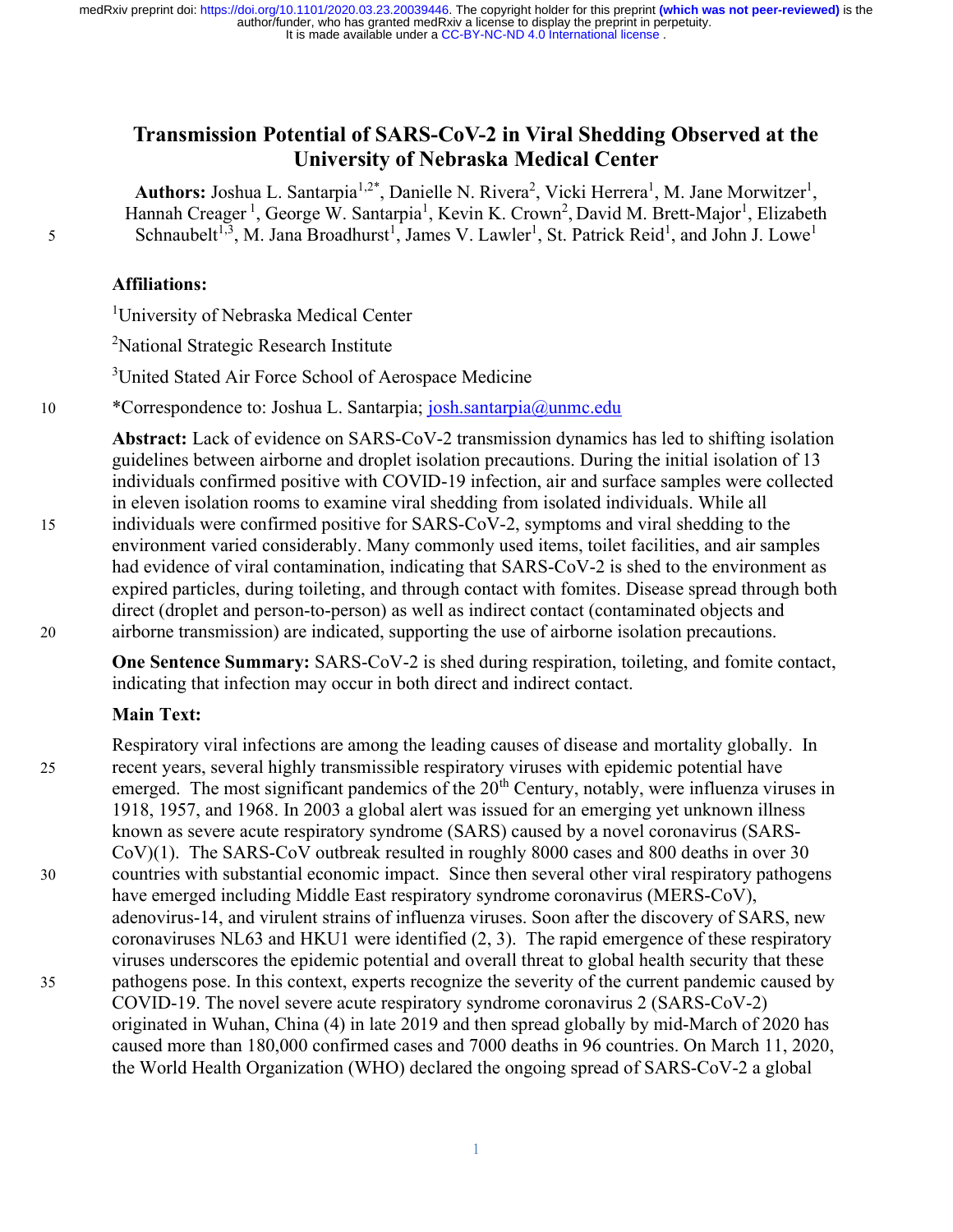# Transmission Potential of SARS-CoV-2 in Viral Shedding Observed at the University of Nebraska Medical Center

**Authors:** Joshua L. Santarpia[1,2*], Danielle N. Rivera[2], Vicki Herrera[1], M. Jane Morwitzer[1], Hannah Creager [1], George W. Santarpia[1], Kevin K. Crown[2], David M. Brett-Major[1], Elizabeth Schnaubelt[1,3], M. Jana Broadhurst[1], James V. Lawler[1], St. Patrick Reid[1], and John J. Lowe[1]

**Affiliations:**

[1]University of Nebraska Medical Center

[2]National Strategic Research Institute

[3]United Stated Air Force School of Aerospace Medicine

*Correspondence to: Joshua L. Santarpia; josh.santarpia@unmc.edu

**Abstract:** Lack of evidence on SARS-CoV-2 transmission dynamics has led to shifting isolation guidelines between airborne and droplet isolation precautions. During the initial isolation of 13 individuals confirmed positive with COVID-19 infection, air and surface samples were collected in eleven isolation rooms to examine viral shedding from isolated individuals. While all individuals were confirmed positive for SARS-CoV-2, symptoms and viral shedding to the environment varied considerably. Many commonly used items, toilet facilities, and air samples had evidence of viral contamination, indicating that SARS-CoV-2 is shed to the environment as expired particles, during toileting, and through contact with fomites. Disease spread through both direct (droplet and person-to-person) as well as indirect contact (contaminated objects and airborne transmission) are indicated, supporting the use of airborne isolation precautions.

**One Sentence Summary:** SARS-CoV-2 is shed during respiration, toileting, and fomite contact, indicating that infection may occur in both direct and indirect contact.

**Main Text:**

Respiratory viral infections are among the leading causes of disease and mortality globally. In recent years, several highly transmissible respiratory viruses with epidemic potential have emerged. The most significant pandemics of the 20th Century, notably, were influenza viruses in 1918, 1957, and 1968. In 2003 a global alert was issued for an emerging yet unknown illness known as severe acute respiratory syndrome (SARS) caused by a novel coronavirus (SARS-CoV)(1). The SARS-CoV outbreak resulted in roughly 8000 cases and 800 deaths in over 30 countries with substantial economic impact. Since then several other viral respiratory pathogens have emerged including Middle East respiratory syndrome coronavirus (MERS-CoV), adenovirus-14, and virulent strains of influenza viruses. Soon after the discovery of SARS, new coronaviruses NL63 and HKU1 were identified (2, 3). The rapid emergence of these respiratory viruses underscores the epidemic potential and overall threat to global health security that these pathogens pose. In this context, experts recognize the severity of the current pandemic caused by COVID-19. The novel severe acute respiratory syndrome coronavirus 2 (SARS-CoV-2) originated in Wuhan, China (4) in late 2019 and then spread globally by mid-March of 2020 has caused more than 180,000 confirmed cases and 7000 deaths in 96 countries. On March 11, 2020, the World Health Organization (WHO) declared the ongoing spread of SARS-CoV-2 a global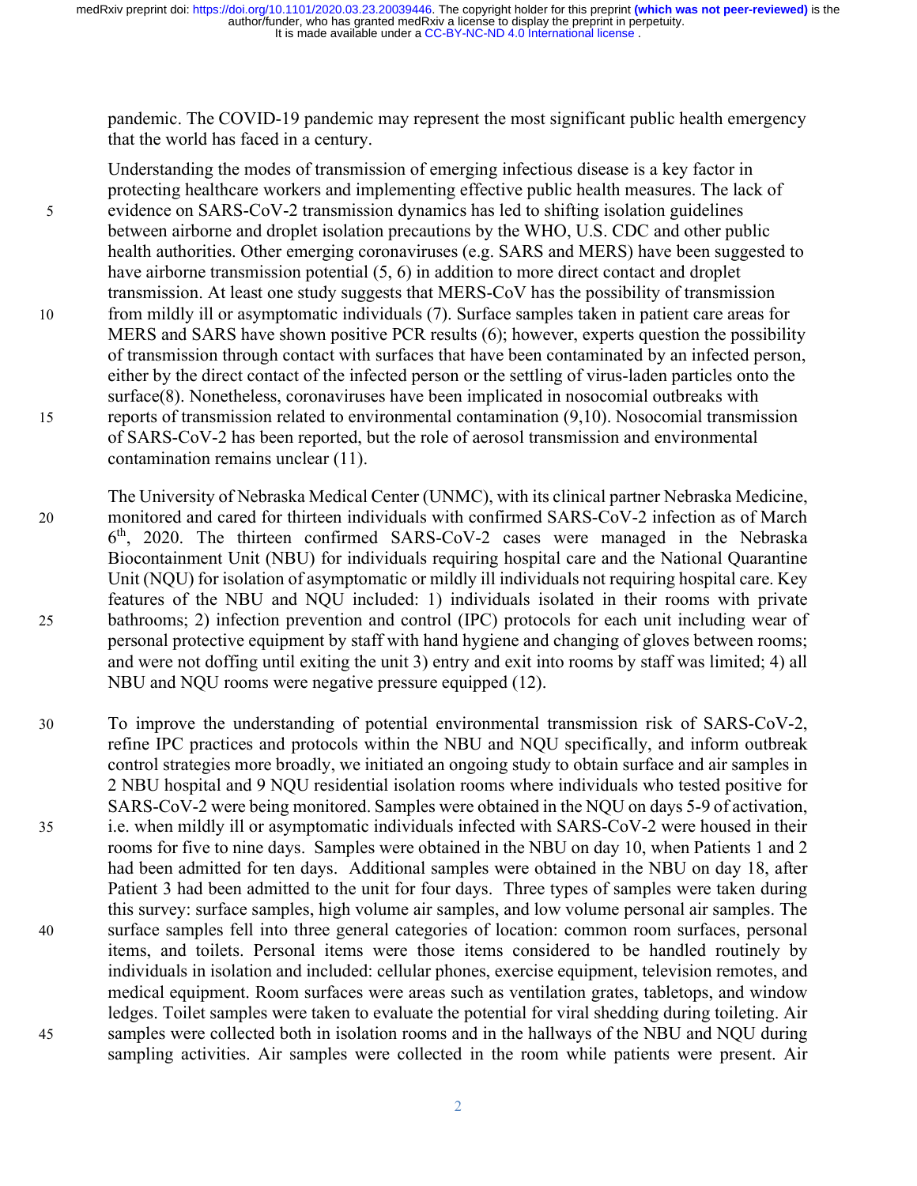pandemic. The COVID-19 pandemic may represent the most significant public health emergency that the world has faced in a century.

Understanding the modes of transmission of emerging infectious disease is a key factor in protecting healthcare workers and implementing effective public health measures. The lack of evidence on SARS-CoV-2 transmission dynamics has led to shifting isolation guidelines between airborne and droplet isolation precautions by the WHO, U.S. CDC and other public health authorities. Other emerging coronaviruses (e.g. SARS and MERS) have been suggested to have airborne transmission potential (5, 6) in addition to more direct contact and droplet transmission. At least one study suggests that MERS-CoV has the possibility of transmission from mildly ill or asymptomatic individuals (7). Surface samples taken in patient care areas for MERS and SARS have shown positive PCR results (6); however, experts question the possibility of transmission through contact with surfaces that have been contaminated by an infected person, either by the direct contact of the infected person or the settling of virus-laden particles onto the surface(8). Nonetheless, coronaviruses have been implicated in nosocomial outbreaks with reports of transmission related to environmental contamination (9,10). Nosocomial transmission of SARS-CoV-2 has been reported, but the role of aerosol transmission and environmental contamination remains unclear (11).

The University of Nebraska Medical Center (UNMC), with its clinical partner Nebraska Medicine, monitored and cared for thirteen individuals with confirmed SARS-CoV-2 infection as of March 6th, 2020. The thirteen confirmed SARS-CoV-2 cases were managed in the Nebraska Biocontainment Unit (NBU) for individuals requiring hospital care and the National Quarantine Unit (NQU) for isolation of asymptomatic or mildly ill individuals not requiring hospital care. Key features of the NBU and NQU included: 1) individuals isolated in their rooms with private bathrooms; 2) infection prevention and control (IPC) protocols for each unit including wear of personal protective equipment by staff with hand hygiene and changing of gloves between rooms; and were not doffing until exiting the unit 3) entry and exit into rooms by staff was limited; 4) all NBU and NQU rooms were negative pressure equipped (12).

To improve the understanding of potential environmental transmission risk of SARS-CoV-2, refine IPC practices and protocols within the NBU and NQU specifically, and inform outbreak control strategies more broadly, we initiated an ongoing study to obtain surface and air samples in 2 NBU hospital and 9 NQU residential isolation rooms where individuals who tested positive for SARS-CoV-2 were being monitored. Samples were obtained in the NQU on days 5-9 of activation, i.e. when mildly ill or asymptomatic individuals infected with SARS-CoV-2 were housed in their rooms for five to nine days. Samples were obtained in the NBU on day 10, when Patients 1 and 2 had been admitted for ten days. Additional samples were obtained in the NBU on day 18, after Patient 3 had been admitted to the unit for four days. Three types of samples were taken during this survey: surface samples, high volume air samples, and low volume personal air samples. The surface samples fell into three general categories of location: common room surfaces, personal items, and toilets. Personal items were those items considered to be handled routinely by individuals in isolation and included: cellular phones, exercise equipment, television remotes, and medical equipment. Room surfaces were areas such as ventilation grates, tabletops, and window ledges. Toilet samples were taken to evaluate the potential for viral shedding during toileting. Air samples were collected both in isolation rooms and in the hallways of the NBU and NQU during sampling activities. Air samples were collected in the room while patients were present. Air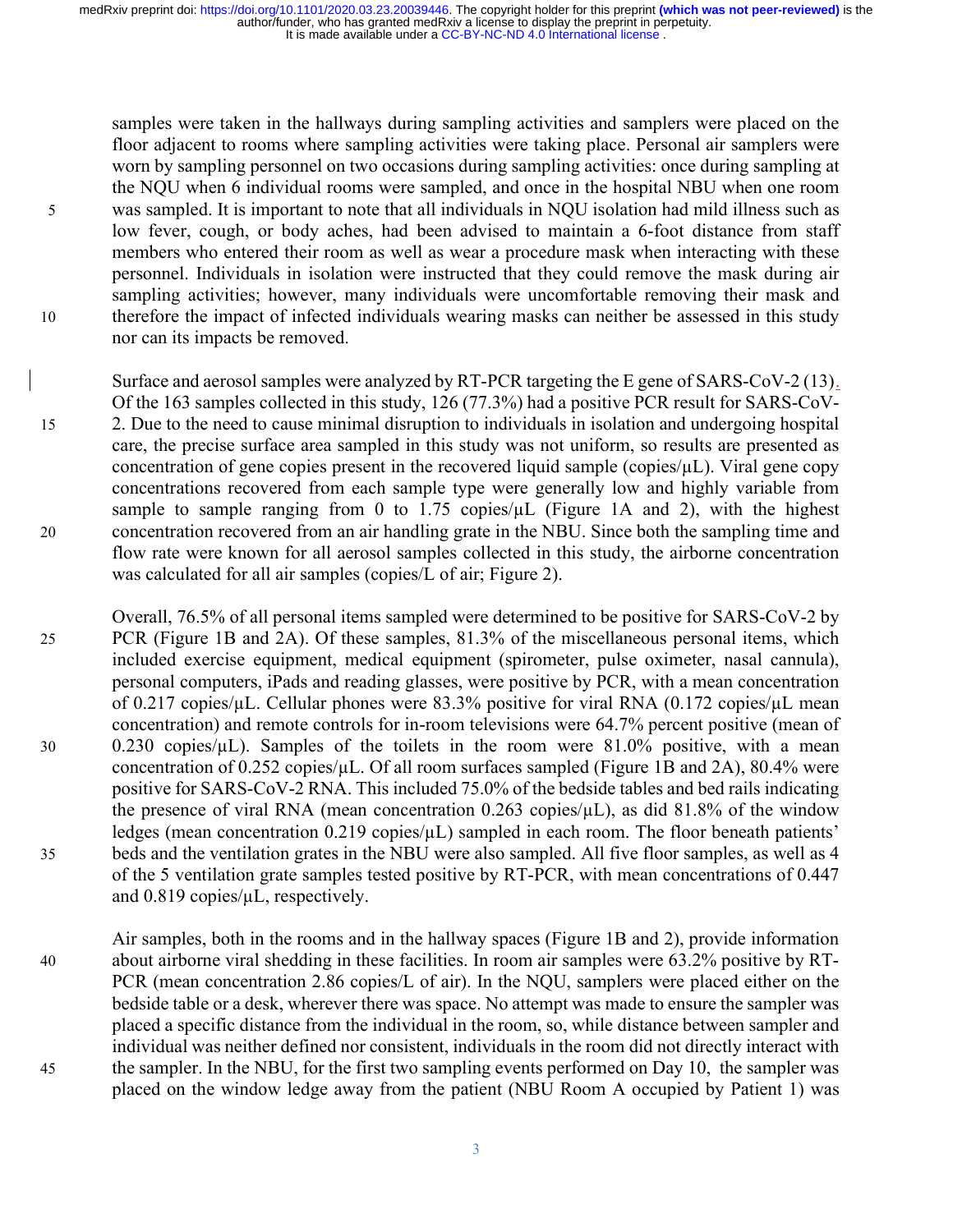samples were taken in the hallways during sampling activities and samplers were placed on the floor adjacent to rooms where sampling activities were taking place. Personal air samplers were worn by sampling personnel on two occasions during sampling activities: once during sampling at the NQU when 6 individual rooms were sampled, and once in the hospital NBU when one room was sampled. It is important to note that all individuals in NQU isolation had mild illness such as low fever, cough, or body aches, had been advised to maintain a 6-foot distance from staff members who entered their room as well as wear a procedure mask when interacting with these personnel. Individuals in isolation were instructed that they could remove the mask during air sampling activities; however, many individuals were uncomfortable removing their mask and therefore the impact of infected individuals wearing masks can neither be assessed in this study nor can its impacts be removed.

Surface and aerosol samples were analyzed by RT-PCR targeting the E gene of SARS-CoV-2 (13). Of the 163 samples collected in this study, 126 (77.3%) had a positive PCR result for SARS-CoV-2. Due to the need to cause minimal disruption to individuals in isolation and undergoing hospital care, the precise surface area sampled in this study was not uniform, so results are presented as concentration of gene copies present in the recovered liquid sample (copies/µL). Viral gene copy concentrations recovered from each sample type were generally low and highly variable from sample to sample ranging from 0 to 1.75 copies/µL (Figure 1A and 2), with the highest concentration recovered from an air handling grate in the NBU. Since both the sampling time and flow rate were known for all aerosol samples collected in this study, the airborne concentration was calculated for all air samples (copies/L of air; Figure 2).

Overall, 76.5% of all personal items sampled were determined to be positive for SARS-CoV-2 by PCR (Figure 1B and 2A). Of these samples, 81.3% of the miscellaneous personal items, which included exercise equipment, medical equipment (spirometer, pulse oximeter, nasal cannula), personal computers, iPads and reading glasses, were positive by PCR, with a mean concentration of 0.217 copies/µL. Cellular phones were 83.3% positive for viral RNA (0.172 copies/µL mean concentration) and remote controls for in-room televisions were 64.7% percent positive (mean of 0.230 copies/µL). Samples of the toilets in the room were 81.0% positive, with a mean concentration of 0.252 copies/µL. Of all room surfaces sampled (Figure 1B and 2A), 80.4% were positive for SARS-CoV-2 RNA. This included 75.0% of the bedside tables and bed rails indicating the presence of viral RNA (mean concentration 0.263 copies/µL), as did 81.8% of the window ledges (mean concentration 0.219 copies/µL) sampled in each room. The floor beneath patients' beds and the ventilation grates in the NBU were also sampled. All five floor samples, as well as 4 of the 5 ventilation grate samples tested positive by RT-PCR, with mean concentrations of 0.447 and 0.819 copies/µL, respectively.

Air samples, both in the rooms and in the hallway spaces (Figure 1B and 2), provide information about airborne viral shedding in these facilities. In room air samples were 63.2% positive by RT-PCR (mean concentration 2.86 copies/L of air). In the NQU, samplers were placed either on the bedside table or a desk, wherever there was space. No attempt was made to ensure the sampler was placed a specific distance from the individual in the room, so, while distance between sampler and individual was neither defined nor consistent, individuals in the room did not directly interact with the sampler. In the NBU, for the first two sampling events performed on Day 10, the sampler was placed on the window ledge away from the patient (NBU Room A occupied by Patient 1) was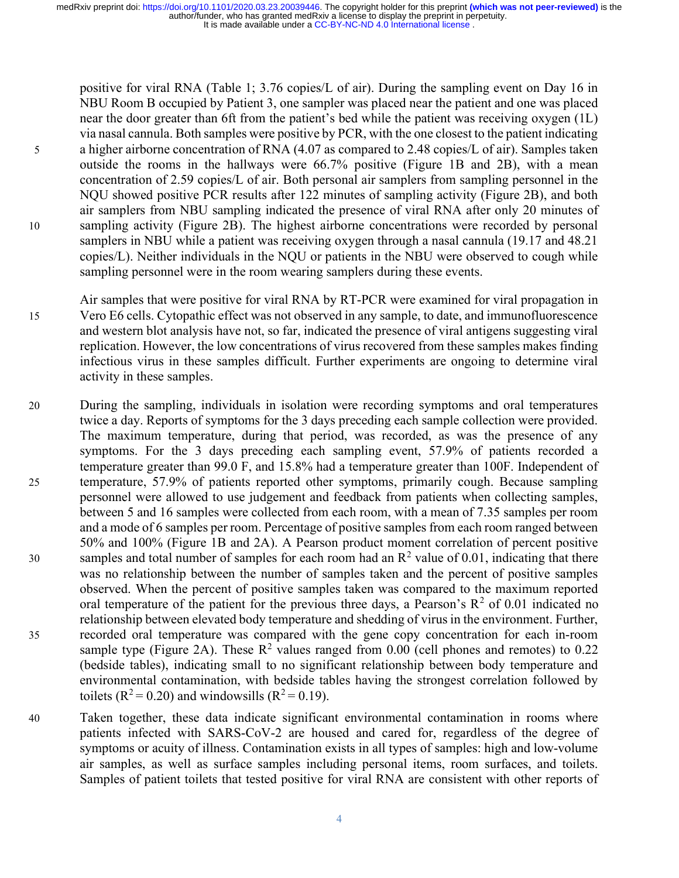positive for viral RNA (Table 1; 3.76 copies/L of air). During the sampling event on Day 16 in NBU Room B occupied by Patient 3, one sampler was placed near the patient and one was placed near the door greater than 6ft from the patient's bed while the patient was receiving oxygen (1L) via nasal cannula. Both samples were positive by PCR, with the one closest to the patient indicating a higher airborne concentration of RNA (4.07 as compared to 2.48 copies/L of air). Samples taken outside the rooms in the hallways were 66.7% positive (Figure 1B and 2B), with a mean concentration of 2.59 copies/L of air. Both personal air samplers from sampling personnel in the NQU showed positive PCR results after 122 minutes of sampling activity (Figure 2B), and both air samplers from NBU sampling indicated the presence of viral RNA after only 20 minutes of sampling activity (Figure 2B). The highest airborne concentrations were recorded by personal samplers in NBU while a patient was receiving oxygen through a nasal cannula (19.17 and 48.21 copies/L). Neither individuals in the NQU or patients in the NBU were observed to cough while sampling personnel were in the room wearing samplers during these events.

Air samples that were positive for viral RNA by RT-PCR were examined for viral propagation in Vero E6 cells. Cytopathic effect was not observed in any sample, to date, and immunofluorescence and western blot analysis have not, so far, indicated the presence of viral antigens suggesting viral replication. However, the low concentrations of virus recovered from these samples makes finding infectious virus in these samples difficult. Further experiments are ongoing to determine viral activity in these samples.

During the sampling, individuals in isolation were recording symptoms and oral temperatures twice a day. Reports of symptoms for the 3 days preceding each sample collection were provided. The maximum temperature, during that period, was recorded, as was the presence of any symptoms. For the 3 days preceding each sampling event, 57.9% of patients recorded a temperature greater than 99.0 F, and 15.8% had a temperature greater than 100F. Independent of temperature, 57.9% of patients reported other symptoms, primarily cough. Because sampling personnel were allowed to use judgement and feedback from patients when collecting samples, between 5 and 16 samples were collected from each room, with a mean of 7.35 samples per room and a mode of 6 samples per room. Percentage of positive samples from each room ranged between 50% and 100% (Figure 1B and 2A). A Pearson product moment correlation of percent positive samples and total number of samples for each room had an $R^2$ value of 0.01, indicating that there was no relationship between the number of samples taken and the percent of positive samples observed. When the percent of positive samples taken was compared to the maximum reported oral temperature of the patient for the previous three days, a Pearson's $R^2$ of 0.01 indicated no relationship between elevated body temperature and shedding of virus in the environment. Further, recorded oral temperature was compared with the gene copy concentration for each in-room sample type (Figure 2A). These $R^2$ values ranged from 0.00 (cell phones and remotes) to 0.22 (bedside tables), indicating small to no significant relationship between body temperature and environmental contamination, with bedside tables having the strongest correlation followed by toilets ($R^2 = 0.20$) and windowsills ($R^2 = 0.19$).

Taken together, these data indicate significant environmental contamination in rooms where patients infected with SARS-CoV-2 are housed and cared for, regardless of the degree of symptoms or acuity of illness. Contamination exists in all types of samples: high and low-volume air samples, as well as surface samples including personal items, room surfaces, and toilets. Samples of patient toilets that tested positive for viral RNA are consistent with other reports of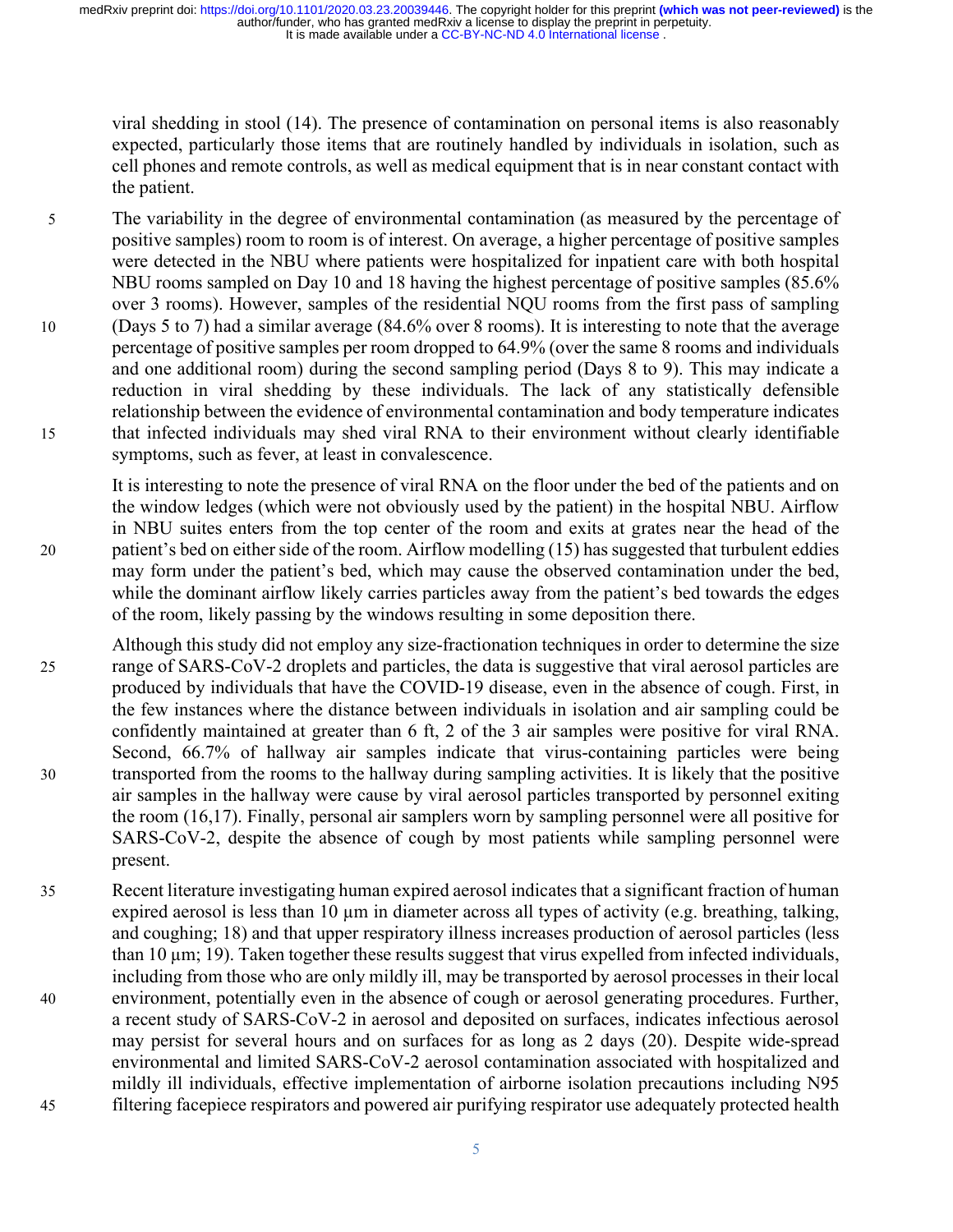viral shedding in stool (14). The presence of contamination on personal items is also reasonably expected, particularly those items that are routinely handled by individuals in isolation, such as cell phones and remote controls, as well as medical equipment that is in near constant contact with the patient.

The variability in the degree of environmental contamination (as measured by the percentage of positive samples) room to room is of interest. On average, a higher percentage of positive samples were detected in the NBU where patients were hospitalized for inpatient care with both hospital NBU rooms sampled on Day 10 and 18 having the highest percentage of positive samples (85.6% over 3 rooms). However, samples of the residential NQU rooms from the first pass of sampling (Days 5 to 7) had a similar average (84.6% over 8 rooms). It is interesting to note that the average percentage of positive samples per room dropped to 64.9% (over the same 8 rooms and individuals and one additional room) during the second sampling period (Days 8 to 9). This may indicate a reduction in viral shedding by these individuals. The lack of any statistically defensible relationship between the evidence of environmental contamination and body temperature indicates that infected individuals may shed viral RNA to their environment without clearly identifiable symptoms, such as fever, at least in convalescence.

It is interesting to note the presence of viral RNA on the floor under the bed of the patients and on the window ledges (which were not obviously used by the patient) in the hospital NBU. Airflow in NBU suites enters from the top center of the room and exits at grates near the head of the patient's bed on either side of the room. Airflow modelling (15) has suggested that turbulent eddies may form under the patient's bed, which may cause the observed contamination under the bed, while the dominant airflow likely carries particles away from the patient's bed towards the edges of the room, likely passing by the windows resulting in some deposition there.

Although this study did not employ any size-fractionation techniques in order to determine the size range of SARS-CoV-2 droplets and particles, the data is suggestive that viral aerosol particles are produced by individuals that have the COVID-19 disease, even in the absence of cough. First, in the few instances where the distance between individuals in isolation and air sampling could be confidently maintained at greater than 6 ft, 2 of the 3 air samples were positive for viral RNA. Second, 66.7% of hallway air samples indicate that virus-containing particles were being transported from the rooms to the hallway during sampling activities. It is likely that the positive air samples in the hallway were cause by viral aerosol particles transported by personnel exiting the room (16,17). Finally, personal air samplers worn by sampling personnel were all positive for SARS-CoV-2, despite the absence of cough by most patients while sampling personnel were present.

Recent literature investigating human expired aerosol indicates that a significant fraction of human expired aerosol is less than 10 µm in diameter across all types of activity (e.g. breathing, talking, and coughing; 18) and that upper respiratory illness increases production of aerosol particles (less than 10 µm; 19). Taken together these results suggest that virus expelled from infected individuals, including from those who are only mildly ill, may be transported by aerosol processes in their local environment, potentially even in the absence of cough or aerosol generating procedures. Further, a recent study of SARS-CoV-2 in aerosol and deposited on surfaces, indicates infectious aerosol may persist for several hours and on surfaces for as long as 2 days (20). Despite wide-spread environmental and limited SARS-CoV-2 aerosol contamination associated with hospitalized and mildly ill individuals, effective implementation of airborne isolation precautions including N95 filtering facepiece respirators and powered air purifying respirator use adequately protected health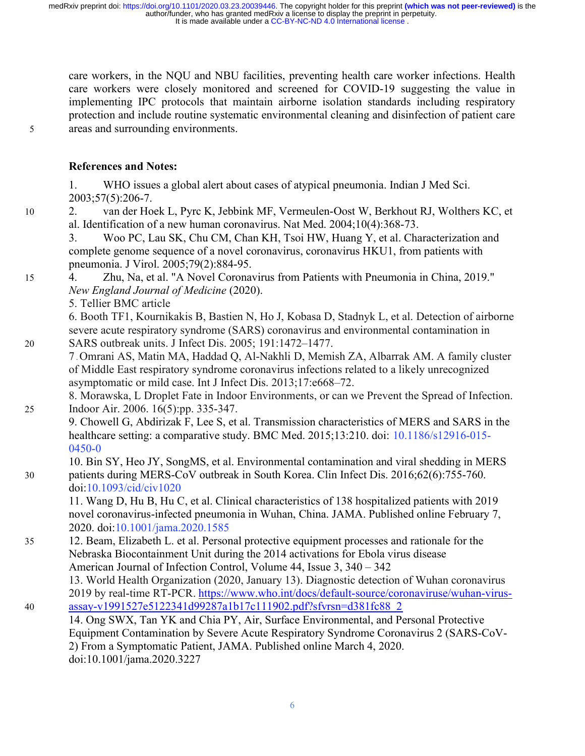care workers, in the NQU and NBU facilities, preventing health care worker infections. Health care workers were closely monitored and screened for COVID-19 suggesting the value in implementing IPC protocols that maintain airborne isolation standards including respiratory protection and include routine systematic environmental cleaning and disinfection of patient care areas and surrounding environments.

## References and Notes:

1. WHO issues a global alert about cases of atypical pneumonia. Indian J Med Sci. 2003;57(5):206-7.
2. van der Hoek L, Pyrc K, Jebbink MF, Vermeulen-Oost W, Berkhout RJ, Wolthers KC, et al. Identification of a new human coronavirus. Nat Med. 2004;10(4):368-73.
3. Woo PC, Lau SK, Chu CM, Chan KH, Tsoi HW, Huang Y, et al. Characterization and complete genome sequence of a novel coronavirus, coronavirus HKU1, from patients with pneumonia. J Virol. 2005;79(2):884-95.
4. Zhu, Na, et al. "A Novel Coronavirus from Patients with Pneumonia in China, 2019." *New England Journal of Medicine* (2020).
5. Tellier BMC article
6. Booth TF1, Kournikakis B, Bastien N, Ho J, Kobasa D, Stadnyk L, et al. Detection of airborne severe acute respiratory syndrome (SARS) coronavirus and environmental contamination in SARS outbreak units. J Infect Dis. 2005; 191:1472–1477.
7. Omrani AS, Matin MA, Haddad Q, Al-Nakhli D, Memish ZA, Albarrak AM. A family cluster of Middle East respiratory syndrome coronavirus infections related to a likely unrecognized asymptomatic or mild case. Int J Infect Dis. 2013;17:e668–72.
8. Morawska, L Droplet Fate in Indoor Environments, or can we Prevent the Spread of Infection. Indoor Air. 2006. 16(5):pp. 335-347.
9. Chowell G, Abdirizak F, Lee S, et al. Transmission characteristics of MERS and SARS in the healthcare setting: a comparative study. BMC Med. 2015;13:210. doi: 10.1186/s12916-015-0450-0
10. Bin SY, Heo JY, SongMS, et al. Environmental contamination and viral shedding in MERS patients during MERS-CoV outbreak in South Korea. Clin Infect Dis. 2016;62(6):755-760. doi:10.1093/cid/civ1020
11. Wang D, Hu B, Hu C, et al. Clinical characteristics of 138 hospitalized patients with 2019 novel coronavirus-infected pneumonia in Wuhan, China. JAMA. Published online February 7, 2020. doi:10.1001/jama.2020.1585
12. Beam, Elizabeth L. et al. Personal protective equipment processes and rationale for the Nebraska Biocontainment Unit during the 2014 activations for Ebola virus disease American Journal of Infection Control, Volume 44, Issue 3, 340 – 342
13. World Health Organization (2020, January 13). Diagnostic detection of Wuhan coronavirus 2019 by real-time RT-PCR. https://www.who.int/docs/default-source/coronaviruse/wuhan-virus-assay-v1991527e5122341d99287a1b17c111902.pdf?sfvrsn=d381fc88_2
14. Ong SWX, Tan YK and Chia PY, Air, Surface Environmental, and Personal Protective Equipment Contamination by Severe Acute Respiratory Syndrome Coronavirus 2 (SARS-CoV-2) From a Symptomatic Patient, JAMA. Published online March 4, 2020. doi:10.1001/jama.2020.3227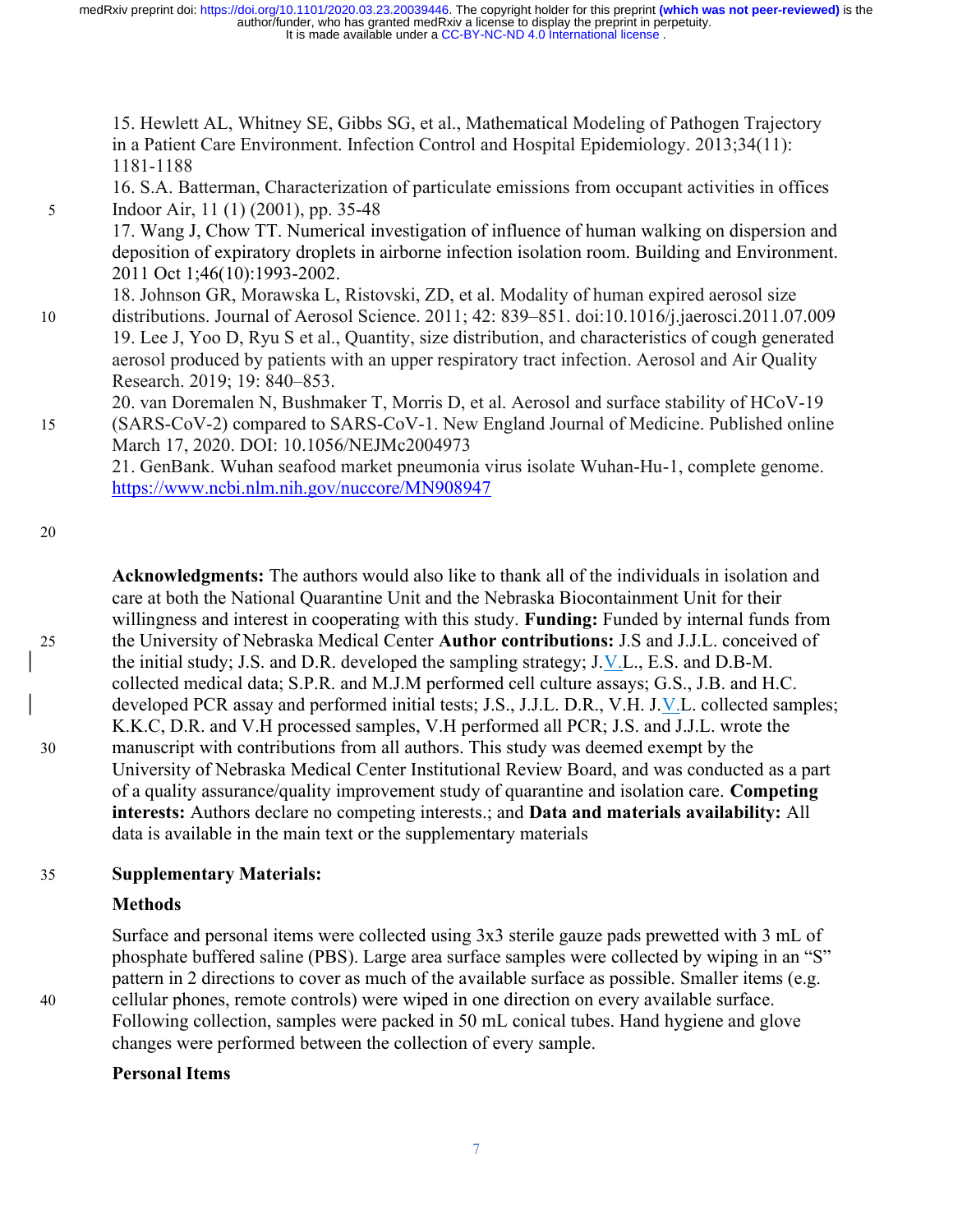15. Hewlett AL, Whitney SE, Gibbs SG, et al., Mathematical Modeling of Pathogen Trajectory in a Patient Care Environment. Infection Control and Hospital Epidemiology. 2013;34(11): 1181-1188

16. S.A. Batterman, Characterization of particulate emissions from occupant activities in offices Indoor Air, 11 (1) (2001), pp. 35-48

17. Wang J, Chow TT. Numerical investigation of influence of human walking on dispersion and deposition of expiratory droplets in airborne infection isolation room. Building and Environment. 2011 Oct 1;46(10):1993-2002.

18. Johnson GR, Morawska L, Ristovski, ZD, et al. Modality of human expired aerosol size distributions. Journal of Aerosol Science. 2011; 42: 839–851. doi:10.1016/j.jaerosci.2011.07.009

19. Lee J, Yoo D, Ryu S et al., Quantity, size distribution, and characteristics of cough generated aerosol produced by patients with an upper respiratory tract infection. Aerosol and Air Quality Research. 2019; 19: 840–853.

20. van Doremalen N, Bushmaker T, Morris D, et al. Aerosol and surface stability of HCoV-19 (SARS-CoV-2) compared to SARS-CoV-1. New England Journal of Medicine. Published online March 17, 2020. DOI: 10.1056/NEJMc2004973

21. GenBank. Wuhan seafood market pneumonia virus isolate Wuhan-Hu-1, complete genome. https://www.ncbi.nlm.nih.gov/nuccore/MN908947

**Acknowledgments:** The authors would also like to thank all of the individuals in isolation and care at both the National Quarantine Unit and the Nebraska Biocontainment Unit for their willingness and interest in cooperating with this study. **Funding:** Funded by internal funds from the University of Nebraska Medical Center **Author contributions:** J.S and J.J.L. conceived of the initial study; J.S. and D.R. developed the sampling strategy; J.V.L., E.S. and D.B-M. collected medical data; S.P.R. and M.J.M performed cell culture assays; G.S., J.B. and H.C. developed PCR assay and performed initial tests; J.S., J.J.L. D.R., V.H. J.V.L. collected samples; K.K.C, D.R. and V.H processed samples, V.H performed all PCR; J.S. and J.J.L. wrote the manuscript with contributions from all authors. This study was deemed exempt by the University of Nebraska Medical Center Institutional Review Board, and was conducted as a part of a quality assurance/quality improvement study of quarantine and isolation care. **Competing interests:** Authors declare no competing interests.; and **Data and materials availability:** All data is available in the main text or the supplementary materials

## Supplementary Materials:

### Methods

Surface and personal items were collected using 3x3 sterile gauze pads prewetted with 3 mL of phosphate buffered saline (PBS). Large area surface samples were collected by wiping in an "S" pattern in 2 directions to cover as much of the available surface as possible. Smaller items (e.g. cellular phones, remote controls) were wiped in one direction on every available surface. Following collection, samples were packed in 50 mL conical tubes. Hand hygiene and glove changes were performed between the collection of every sample.

### Personal Items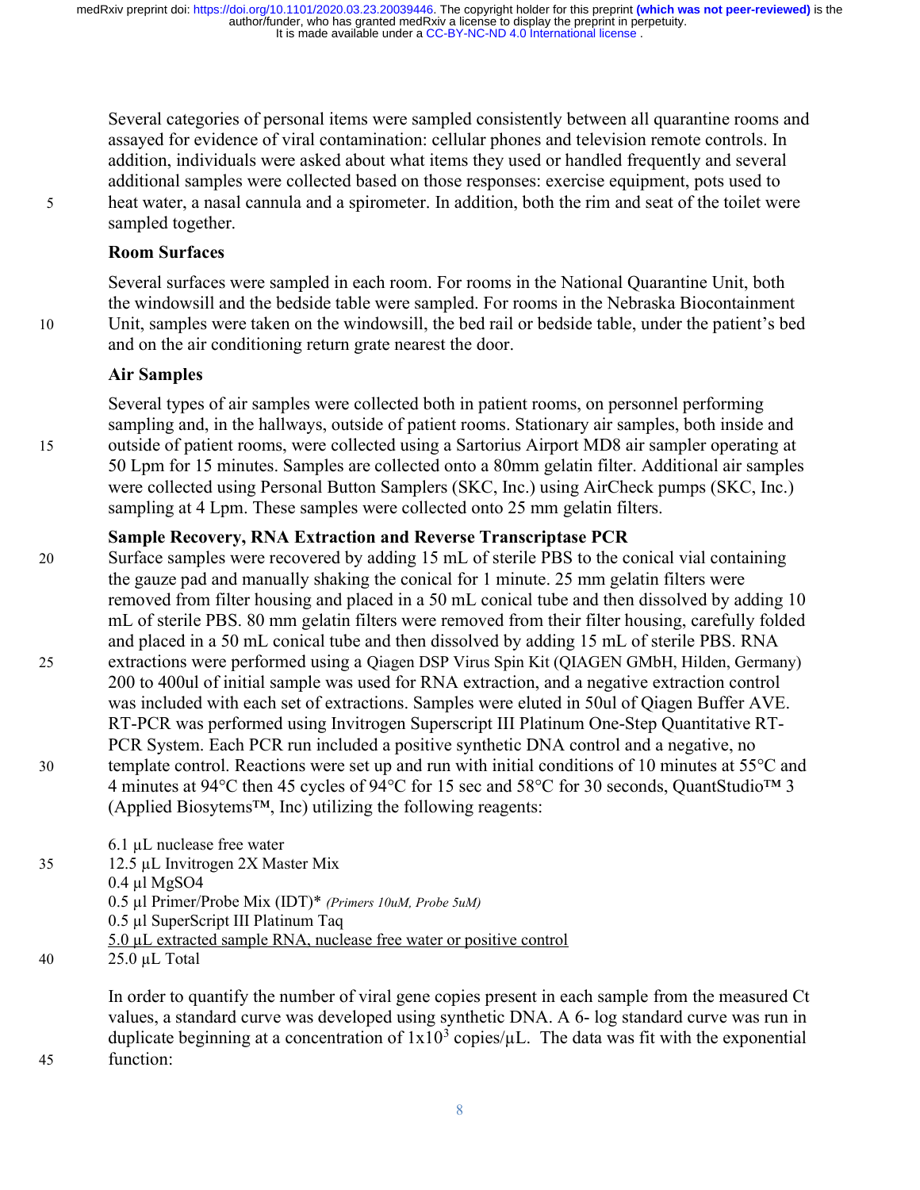Several categories of personal items were sampled consistently between all quarantine rooms and assayed for evidence of viral contamination: cellular phones and television remote controls. In addition, individuals were asked about what items they used or handled frequently and several additional samples were collected based on those responses: exercise equipment, pots used to heat water, a nasal cannula and a spirometer. In addition, both the rim and seat of the toilet were sampled together.

### Room Surfaces

Several surfaces were sampled in each room. For rooms in the National Quarantine Unit, both the windowsill and the bedside table were sampled. For rooms in the Nebraska Biocontainment Unit, samples were taken on the windowsill, the bed rail or bedside table, under the patient's bed and on the air conditioning return grate nearest the door.

### Air Samples

Several types of air samples were collected both in patient rooms, on personnel performing sampling and, in the hallways, outside of patient rooms. Stationary air samples, both inside and outside of patient rooms, were collected using a Sartorius Airport MD8 air sampler operating at 50 Lpm for 15 minutes. Samples are collected onto a 80mm gelatin filter. Additional air samples were collected using Personal Button Samplers (SKC, Inc.) using AirCheck pumps (SKC, Inc.) sampling at 4 Lpm. These samples were collected onto 25 mm gelatin filters.

### Sample Recovery, RNA Extraction and Reverse Transcriptase PCR

Surface samples were recovered by adding 15 mL of sterile PBS to the conical vial containing the gauze pad and manually shaking the conical for 1 minute. 25 mm gelatin filters were removed from filter housing and placed in a 50 mL conical tube and then dissolved by adding 10 mL of sterile PBS. 80 mm gelatin filters were removed from their filter housing, carefully folded and placed in a 50 mL conical tube and then dissolved by adding 15 mL of sterile PBS. RNA extractions were performed using a Qiagen DSP Virus Spin Kit (QIAGEN GMbH, Hilden, Germany) 200 to 400ul of initial sample was used for RNA extraction, and a negative extraction control was included with each set of extractions. Samples were eluted in 50ul of Qiagen Buffer AVE. RT-PCR was performed using Invitrogen Superscript III Platinum One-Step Quantitative RT-PCR System. Each PCR run included a positive synthetic DNA control and a negative, no template control. Reactions were set up and run with initial conditions of 10 minutes at 55°C and 4 minutes at 94°C then 45 cycles of 94°C for 15 sec and 58°C for 30 seconds, QuantStudio™ 3 (Applied Biosytems™, Inc) utilizing the following reagents:

6.1 µL nuclease free water  
12.5 µL Invitrogen 2X Master Mix  
0.4 µl $MgSO_4$  
0.5 µl Primer/Probe Mix (IDT)* *(Primers 10uM, Probe 5uM)*  
0.5 µl SuperScript III Platinum Taq  
<u>5.0 µL extracted sample RNA, nuclease free water or positive control</u>  
25.0 µL Total

In order to quantify the number of viral gene copies present in each sample from the measured Ct values, a standard curve was developed using synthetic DNA. A 6- log standard curve was run in duplicate beginning at a concentration of $1 \times 10^3$ copies/µL. The data was fit with the exponential function: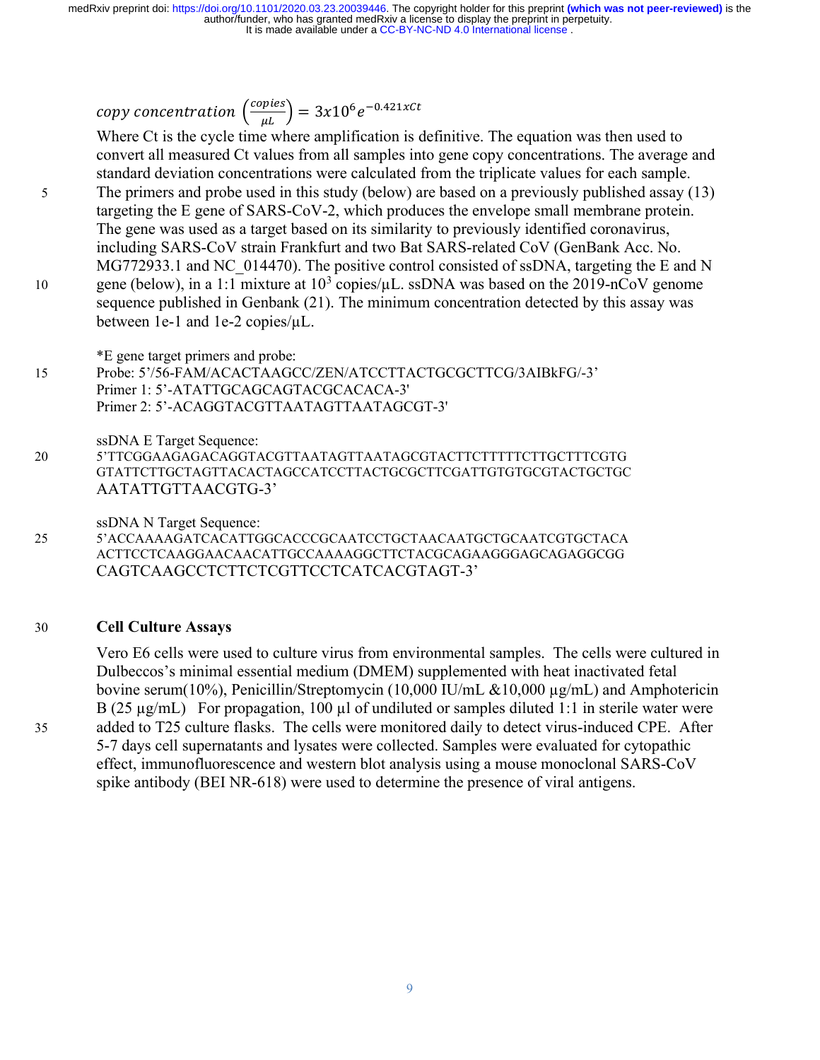$$copy\ concentration\ \left(\frac{copies}{\mu L}\right) = 3x10^{6}e^{-0.421xCt}$$

Where Ct is the cycle time where amplification is definitive. The equation was then used to convert all measured Ct values from all samples into gene copy concentrations. The average and standard deviation concentrations were calculated from the triplicate values for each sample. The primers and probe used in this study (below) are based on a previously published assay (13) targeting the E gene of SARS-CoV-2, which produces the envelope small membrane protein. The gene was used as a target based on its similarity to previously identified coronavirus, including SARS-CoV strain Frankfurt and two Bat SARS-related CoV (GenBank Acc. No. MG772933.1 and NC_014470). The positive control consisted of ssDNA, targeting the E and N gene (below), in a 1:1 mixture at $10^3$ copies/µL. ssDNA was based on the 2019-nCoV genome sequence published in Genbank (21). The minimum concentration detected by this assay was between 1e-1 and 1e-2 copies/µL.

*E gene target primers and probe:
Probe: 5'/56-FAM/ACACTAAGCC/ZEN/ATCCTTACTGCGCTTCG/3AIBkFG/-3'
Primer 1: 5'-ATATTGCAGCAGTACGCACACA-3'
Primer 2: 5'-ACAGGTACGTTAATAGTTAATAGCGT-3'

ssDNA E Target Sequence:
5'TTCGGAAGAGACAGGTACGTTAATAGTTAATAGCGTACTTCTTTTTCTTGCTTTCGTG GTATTCTTGCTAGTTACACTAGCCATCCTTACTGCGCTTCGATTGTGTGCGTACTGCTGC AATATTGTTAACGTG-3'

ssDNA N Target Sequence:
5'ACCAAAAGATCACATTGGCACCCGCAATCCTGCTAACAATGCTGCAATCGTGCTACA ACTTCCTCAAGGAACAACATTGCCAAAAGGCTTCTACGCAGAAGGGAGCAGAGGCGG CAGTCAAGCCTCTTCTCGTTCCTCATCACGTAGT-3'

## Cell Culture Assays

Vero E6 cells were used to culture virus from environmental samples. The cells were cultured in Dulbeccos's minimal essential medium (DMEM) supplemented with heat inactivated fetal bovine serum(10%), Penicillin/Streptomycin (10,000 IU/mL &10,000 µg/mL) and Amphotericin B (25 µg/mL) For propagation, 100 µl of undiluted or samples diluted 1:1 in sterile water were added to T25 culture flasks. The cells were monitored daily to detect virus-induced CPE. After 5-7 days cell supernatants and lysates were collected. Samples were evaluated for cytopathic effect, immunofluorescence and western blot analysis using a mouse monoclonal SARS-CoV spike antibody (BEI NR-618) were used to determine the presence of viral antigens.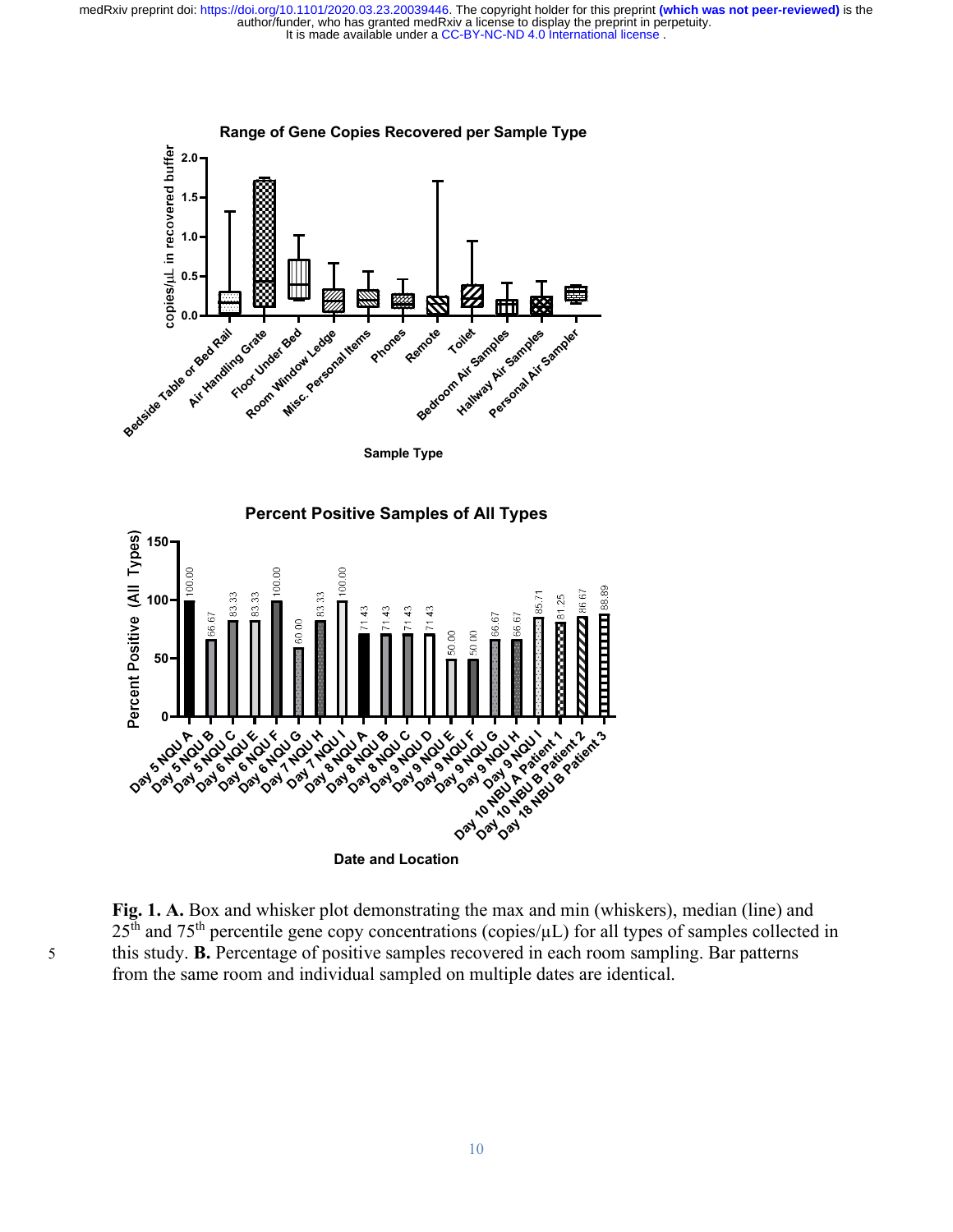**Fig. 1. A.** Box and whisker plot demonstrating the max and min (whiskers), median (line) and 25th and 75th percentile gene copy concentrations (copies/μL) for all types of samples collected in this study. **B.** Percentage of positive samples recovered in each room sampling. Bar patterns from the same room and individual sampled on multiple dates are identical.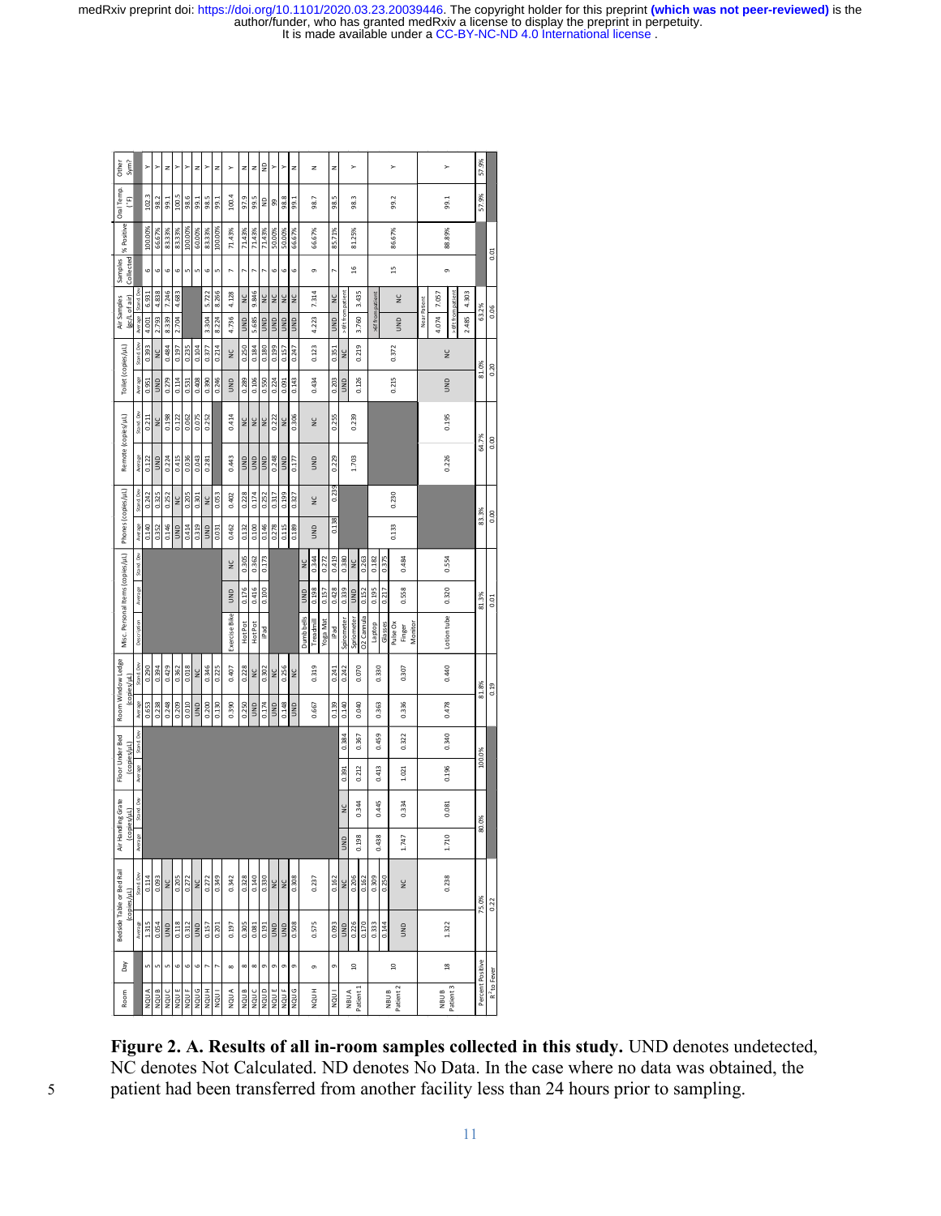| Room | Day | Bedside Table or Bed Rail (copies/µL) Average | Bedside Table or Bed Rail (copies/µL) Stand Dev | Air Handling Grate (copies/µL) Average | Air Handling Grate (copies/µL) Stand Dev | Floor Under Bed (copies/µL) Average | Floor Under Bed (copies/µL) Stand Dev | Room Window Ledge (copies/µL) Average | Room Window Ledge (copies/µL) Stand Dev | Misc. Personal Items (copies/µL) Description | Misc. Personal Items (copies/µL) Average | Misc. Personal Items (copies/µL) Stand Dev | Phones (copies/µL) Average | Phones (copies/µL) Stand Dev | Remote (copies/µL) Average | Remote (copies/µL) Stand Dev | Toilet (copies/µL) Average | Toilet (copies/µL) Stand Dev | Air Samples (gc/L of air) Average | Air Samples (gc/L of air) Stand Dev | Samples Collected | % Positive | Oral Temp. (°F) | Other Sym? |
|---|---|---|---|---|---|---|---|---|---|---|---|---|---|---|---|---|---|---|---|---|---|---|---|---|
| NQUA | 5 | 1.315 | 0.114 | | | | | 0.653 | 0.290 | | | | 0.140 | 0.242 | 0.122 | 0.211 | 0.951 | 0.393 | 4.001 | 6.931 | 6 | 100.00% | 102.3 | Y |
| NQUB | 5 | 0.054 | 0.093 | | | | | 0.238 | 0.394 | | | | 0.352 | 0.325 | UND | NC | UND | NC | 2.793 | 4.838 | 6 | 66.67% | 98.2 | Y |
| NQUC | 5 | UND | NC | | | | | 0.248 | 0.429 | | | | 0.146 | 0.252 | 0.224 | 0.198 | 0.279 | 0.484 | 8.339 | 7.246 | 6 | 83.33% | 99.1 | N |
| NQUE | 6 | 0.118 | 0.205 | | | | | 0.209 | 0.362 | | | | UND | NC | 0.415 | 0.122 | 0.114 | 0.197 | 2.704 | 4.683 | 6 | 83.33% | 100.5 | Y |
| NQUF | 6 | 0.312 | 0.272 | | | | | 0.010 | 0.018 | | | | 0.414 | 0.205 | 0.036 | 0.062 | 0.531 | 0.235 | | | 5 | 100.00% | 98.6 | Y |
| NQUG | 6 | UND | NC | | | | | UND | NC | | | | 0.319 | 0.301 | 0.043 | 0.075 | 0.408 | 0.104 | | | 5 | 60.00% | 99.1 | N |
| NQUH | 7 | 0.157 | 0.272 | | | | | 0.200 | 0.346 | | | | UND | NC | 0.281 | 0.252 | 0.390 | 0.377 | 3.304 | 5.722 | 6 | 83.33% | 98.5 | Y |
| NQUI | 7 | 0.201 | 0.349 | | | | | 0.130 | 0.225 | | | | 0.031 | 0.053 | | | 0.246 | 0.214 | 8.224 | 8.266 | 5 | 100.00% | 99.1 | N |
| NQUA | 8 | 0.197 | 0.342 | | | | | 0.390 | 0.407 | Exercise Bike | UND | NC | 0.462 | 0.402 | 0.443 | 0.414 | UND | NC | 4.736 | 4.128 | 7 | 71.43% | 100.4 | Y |
| NQUB | 8 | 0.305 | 0.328 | | | | | 0.250 | 0.228 | Hot Pot | 0.176 | 0.305 | 0.132 | 0.228 | UND | NC | 0.289 | 0.250 | UND | NC | 7 | 71.43% | 97.9 | N |
| NQUC | 8 | 0.081 | 0.140 | | | | | UND | NC | Hot Pot | 0.416 | 0.362 | 0.100 | 0.174 | UND | NC | 0.106 | 0.184 | 5.685 | 9.846 | 7 | 71.43% | 99.5 | N |
| NQUD | 9 | 0.191 | 0.330 | | | | | 0.174 | 0.302 | iPad | 0.100 | 0.173 | 0.146 | 0.252 | UND | NC | 0.550 | 0.180 | UND | NC | 7 | 71.43% | ND | ND |
| NQUE | 9 | UND | NC | | | | | UND | NC | | | | 0.278 | 0.317 | 0.248 | 0.222 | 0.224 | 0.199 | UND | NC | 6 | 50.00% | 99 | Y |
| NQUF | 9 | UND | NC | | | | | 0.148 | 0.256 | | | | 0.115 | 0.199 | UND | NC | 0.091 | 0.157 | UND | NC | 6 | 50.00% | 98.8 | Y |
| NQUG | 9 | 0.308 | NC | | | | | UND | NC | | | | 0.189 | 0.327 | 0.177 | 0.306 | 0.143 | 0.247 | UND | NC | 6 | 66.67% | 99.1 | N |
| NQUH | 9 | 0.575 | 0.237 | | | | | 0.667 | 0.319 | Dumb bells | UND | NC | UND | NC | UND | NC | 0.434 | 0.123 | 4.223 | 7.314 | 9 | 66.67% | 98.7 | N |
| | | | | | | | | | | Treadmill | 0.198 | 0.344 | | | | | | | | | | | | |
| | | | | | | | | | | Yoga Mat | 0.157 | 0.272 | | | | | | | | | | | | |
| NQUI | 9 | 0.093 | 0.162 | | | | | 0.139 | 0.241 | iPad | 0.428 | 0.419 | 0.138 | 0.239 | 0.229 | 0.255 | 0.203 | 0.351 | UND | NC | 7 | 85.71% | 98.5 | N |
| NBUA Patient 1 | 10 | UND | NC | UND | NC | 0.391 | 0.384 | 0.140 | 0.242 | Spirometer | 0.319 | 0.380 | | | 1.703 | 0.239 | UND | NC | >6ft from patient | | 16 | 81.25% | 98.3 | Y |
| | | 0.226 | 0.206 | 0.198 | 0.344 | 0.212 | 0.367 | 0.040 | 0.070 | Spirometer | UND | NC | | | | | 0.126 | 0.219 | 3.760 | 3.435 | | | | |
| | | 0.170 | 0.162 | | | | | | | O2 Cannula | 0.152 | 0.263 | | | | | | | | | | | | |
| NBUB Patient 2 | 10 | 0.333 | 0.309 | 0.438 | 0.445 | 0.413 | 0.459 | 0.363 | 0.330 | Laptop | 0.195 | 0.182 | 0.133 | 0.230 | | | 0.215 | 0.372 | >6ft from patient | | 15 | 86.67% | 99.2 | Y |
| | | 0.144 | 0.250 | | | | | | | Glasses | 0.217 | 0.375 | | | | | | | UND | NC | | | | |
| | | UND | NC | 1.747 | 0.334 | 1.021 | 0.322 | 0.336 | 0.307 | Pulse Ox Finger Monitor | 0.558 | 0.484 | | | | | | | | | | | | |
| NBUB Patient 3 | 18 | 1.322 | 0.238 | 1.710 | 0.081 | 0.196 | 0.340 | 0.478 | 0.440 | Lotion tube | 0.320 | 0.554 | | | 0.226 | 0.195 | UND | NC | Near Patient 4.074 | 7.057 | 9 | 88.89% | 99.1 | Y |
| | | | | | | | | | | | | | | | | | | | >6ft from patient 2.485 | 4.303 | | | | |
| Percent Positive | | 75.0% | | 80.0% | | 100.0% | | 81.8% | | | 81.3% | | 83.3% | | 64.7% | | 81.0% | | 63.2% | | | | 57.9% | 57.9% |
| R² to Fever | | 0.22 | | | | | | 0.19 | | | 0.01 | | 0.00 | | 0.00 | | 0.20 | | 0.06 | | | 0.01 | | |

**Figure 2. A. Results of all in-room samples collected in this study.** UND denotes undetected, NC denotes Not Calculated. ND denotes No Data. In the case where no data was obtained, the patient had been transferred from another facility less than 24 hours prior to sampling.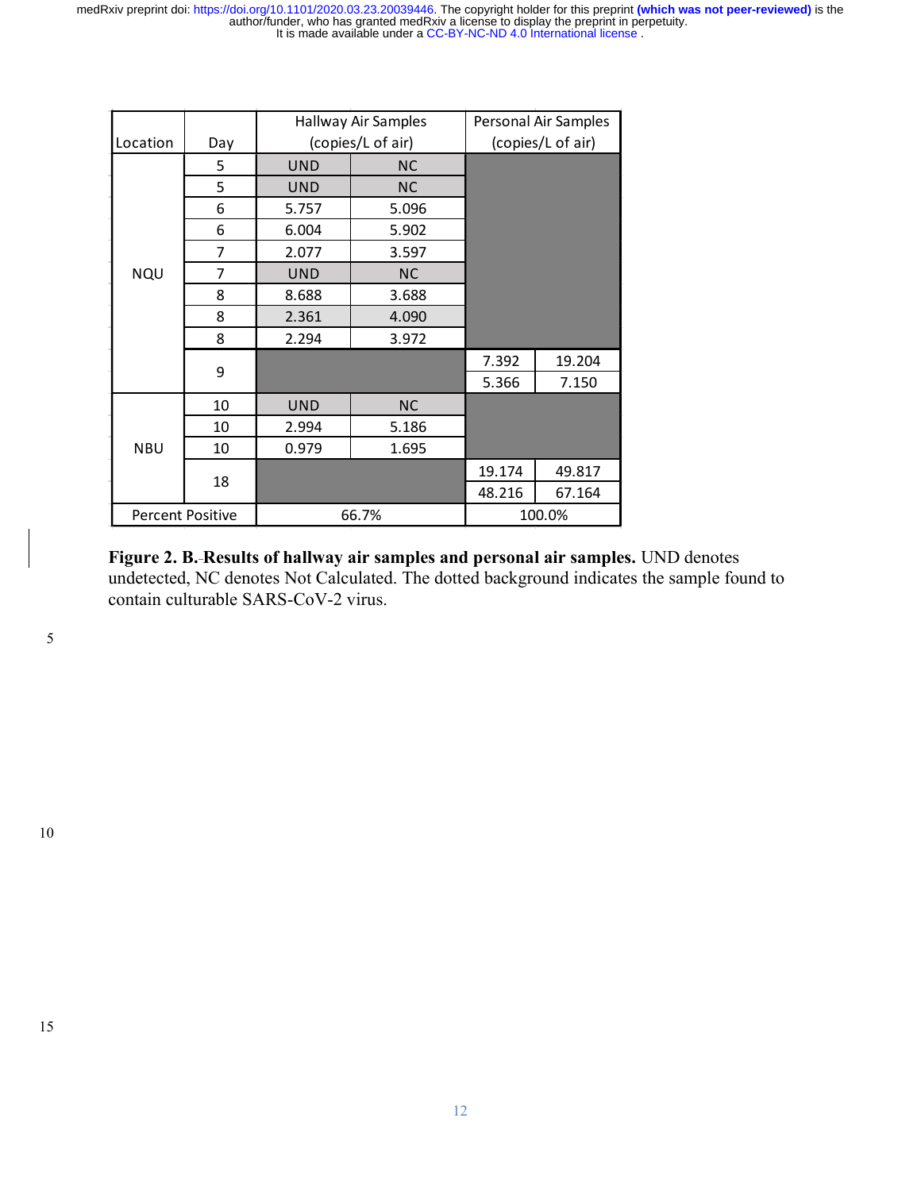| Location | Day | Hallway Air Samples (copies/L of air) | | Personal Air Samples (copies/L of air) | |
|---|---|---|---|---|---|
| NQU | 5 | UND | NC | | |
| | 5 | UND | NC | | |
| | 6 | 5.757 | 5.096 | | |
| | 6 | 6.004 | 5.902 | | |
| | 7 | 2.077 | 3.597 | | |
| | 7 | UND | NC | | |
| | 8 | 8.688 | 3.688 | | |
| | 8 | 2.361 | 4.090 | | |
| | 8 | 2.294 | 3.972 | | |
| | 9 | | | 7.392 | 19.204 |
| | | | | 5.366 | 7.150 |
| NBU | 10 | UND | NC | | |
| | 10 | 2.994 | 5.186 | | |
| | 10 | 0.979 | 1.695 | | |
| | 18 | | | 19.174 | 49.817 |
| | | | | 48.216 | 67.164 |
| Percent Positive | | 66.7% | | 100.0% | |

**Figure 2. B. Results of hallway air samples and personal air samples.** UND denotes undetected, NC denotes Not Calculated. The dotted background indicates the sample found to contain culturable SARS-CoV-2 virus.